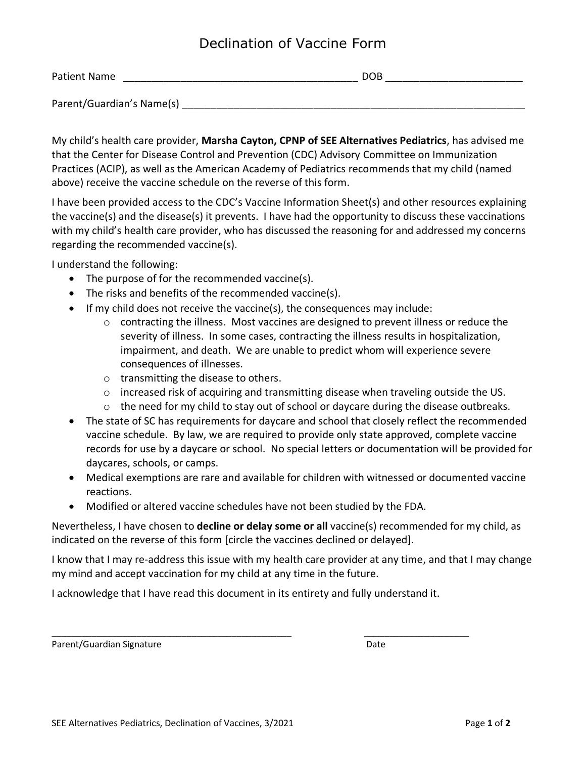# Declination of Vaccine Form

Patient Name ________________________________________ DOB ________________________

Parent/Guardian's Name(s) ______________________________________________________________

My child's health care provider, **Marsha Cayton, CPNP of SEE Alternatives Pediatrics**, has advised me that the Center for Disease Control and Prevention (CDC) Advisory Committee on Immunization Practices (ACIP), as well as the American Academy of Pediatrics recommends that my child (named above) receive the vaccine schedule on the reverse of this form.

I have been provided access to the CDC's Vaccine Information Sheet(s) and other resources explaining the vaccine(s) and the disease(s) it prevents. I have had the opportunity to discuss these vaccinations with my child's health care provider, who has discussed the reasoning for and addressed my concerns regarding the recommended vaccine(s).

I understand the following:

- The purpose of for the recommended vaccine(s).
- The risks and benefits of the recommended vaccine(s).
- If my child does not receive the vaccine(s), the consequences may include:
  - contracting the illness. Most vaccines are designed to prevent illness or reduce the severity of illness. In some cases, contracting the illness results in hospitalization, impairment, and death. We are unable to predict whom will experience severe consequences of illnesses.
  - transmitting the disease to others.
  - increased risk of acquiring and transmitting disease when traveling outside the US.
  - the need for my child to stay out of school or daycare during the disease outbreaks.
- The state of SC has requirements for daycare and school that closely reflect the recommended vaccine schedule. By law, we are required to provide only state approved, complete vaccine records for use by a daycare or school. No special letters or documentation will be provided for daycares, schools, or camps.
- Medical exemptions are rare and available for children with witnessed or documented vaccine reactions.
- Modified or altered vaccine schedules have not been studied by the FDA.

Nevertheless, I have chosen to **decline or delay some or all** vaccine(s) recommended for my child, as indicated on the reverse of this form [circle the vaccines declined or delayed].

I know that I may re-address this issue with my health care provider at any time, and that I may change my mind and accept vaccination for my child at any time in the future.

I acknowledge that I have read this document in its entirety and fully understand it.

______________________________________________ ____________________

Parent/Guardian Signature Date

SEE Alternatives Pediatrics, Declination of Vaccines, 3/2021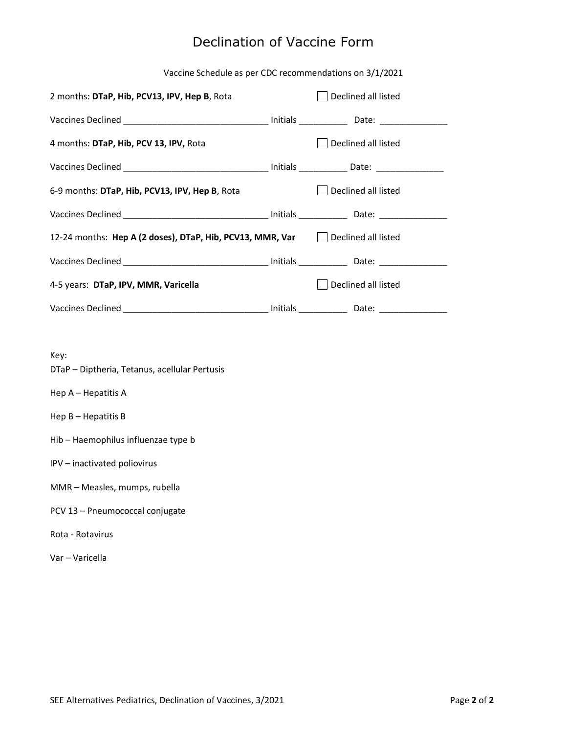# Declination of Vaccine Form

Vaccine Schedule as per CDC recommendations on 3/1/2021

2 months: **DTaP, Hib, PCV13, IPV, Hep B**, Rota ☐ Declined all listed

Vaccines Declined ______________________________ Initials __________ Date: ______________

4 months: **DTaP, Hib, PCV 13, IPV,** Rota ☐ Declined all listed

Vaccines Declined ______________________________ Initials __________ Date: ______________

6-9 months: **DTaP, Hib, PCV13, IPV, Hep B**, Rota ☐ Declined all listed

Vaccines Declined ______________________________ Initials __________ Date: ______________

12-24 months: **Hep A (2 doses), DTaP, Hib, PCV13, MMR, Var** ☐ Declined all listed

Vaccines Declined ______________________________ Initials __________ Date: ______________

4-5 years: **DTaP, IPV, MMR, Varicella** ☐ Declined all listed

Vaccines Declined ______________________________ Initials __________ Date: ______________

Key:

DTaP – Diptheria, Tetanus, acellular Pertusis

Hep A – Hepatitis A

Hep B – Hepatitis B

Hib – Haemophilus influenzae type b

IPV – inactivated poliovirus

MMR – Measles, mumps, rubella

PCV 13 – Pneumococcal conjugate

Rota - Rotavirus

Var – Varicella